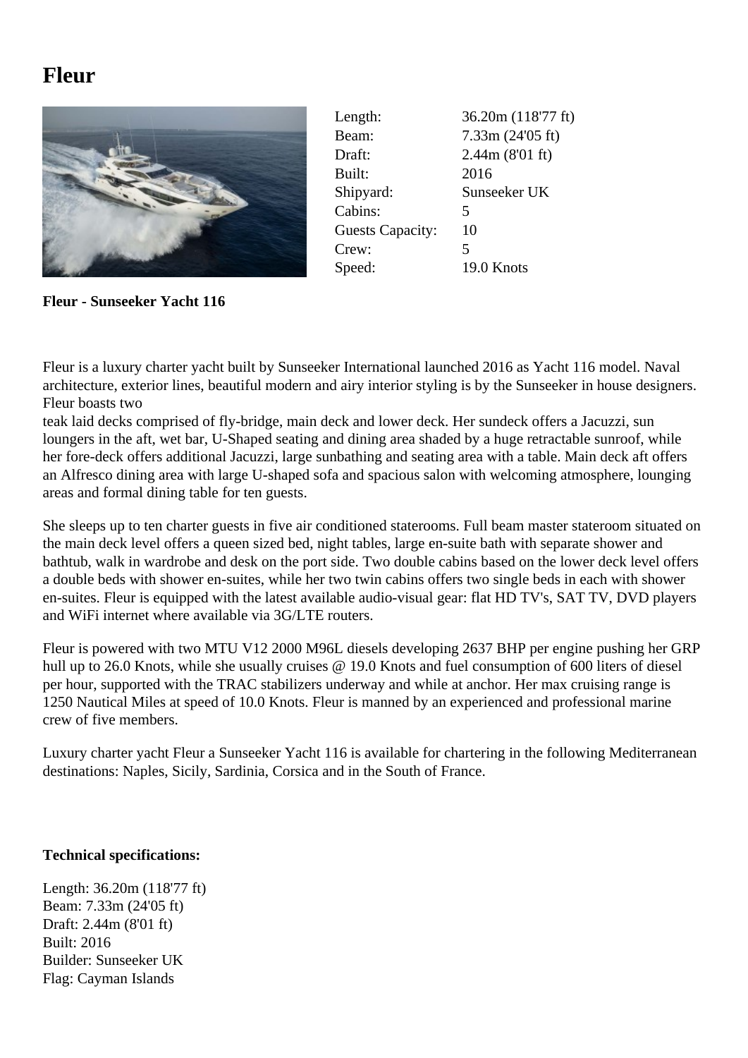# Fleur

| | |
|---|---|
| Length: | 36.20m (118'77 ft) |
| Beam: | 7.33m (24'05 ft) |
| Draft: | 2.44m (8'01 ft) |
| Built: | 2016 |
| Shipyard: | Sunseeker UK |
| Cabins: | 5 |
| Guests Capacity: | 10 |
| Crew: | 5 |
| Speed: | 19.0 Knots |

**Fleur - Sunseeker Yacht 116**

Fleur is a luxury charter yacht built by Sunseeker International launched 2016 as Yacht 116 model. Naval architecture, exterior lines, beautiful modern and airy interior styling is by the Sunseeker in house designers. Fleur boasts two
teak laid decks comprised of fly-bridge, main deck and lower deck. Her sundeck offers a Jacuzzi, sun loungers in the aft, wet bar, U-Shaped seating and dining area shaded by a huge retractable sunroof, while her fore-deck offers additional Jacuzzi, large sunbathing and seating area with a table. Main deck aft offers an Alfresco dining area with large U-shaped sofa and spacious salon with welcoming atmosphere, lounging areas and formal dining table for ten guests.

She sleeps up to ten charter guests in five air conditioned staterooms. Full beam master stateroom situated on the main deck level offers a queen sized bed, night tables, large en-suite bath with separate shower and bathtub, walk in wardrobe and desk on the port side. Two double cabins based on the lower deck level offers a double beds with shower en-suites, while her two twin cabins offers two single beds in each with shower en-suites. Fleur is equipped with the latest available audio-visual gear: flat HD TV's, SAT TV, DVD players and WiFi internet where available via 3G/LTE routers.

Fleur is powered with two MTU V12 2000 M96L diesels developing 2637 BHP per engine pushing her GRP hull up to 26.0 Knots, while she usually cruises @ 19.0 Knots and fuel consumption of 600 liters of diesel per hour, supported with the TRAC stabilizers underway and while at anchor. Her max cruising range is 1250 Nautical Miles at speed of 10.0 Knots. Fleur is manned by an experienced and professional marine crew of five members.

Luxury charter yacht Fleur a Sunseeker Yacht 116 is available for chartering in the following Mediterranean destinations: Naples, Sicily, Sardinia, Corsica and in the South of France.

**Technical specifications:**

Length: 36.20m (118'77 ft)
Beam: 7.33m (24'05 ft)
Draft: 2.44m (8'01 ft)
Built: 2016
Builder: Sunseeker UK
Flag: Cayman Islands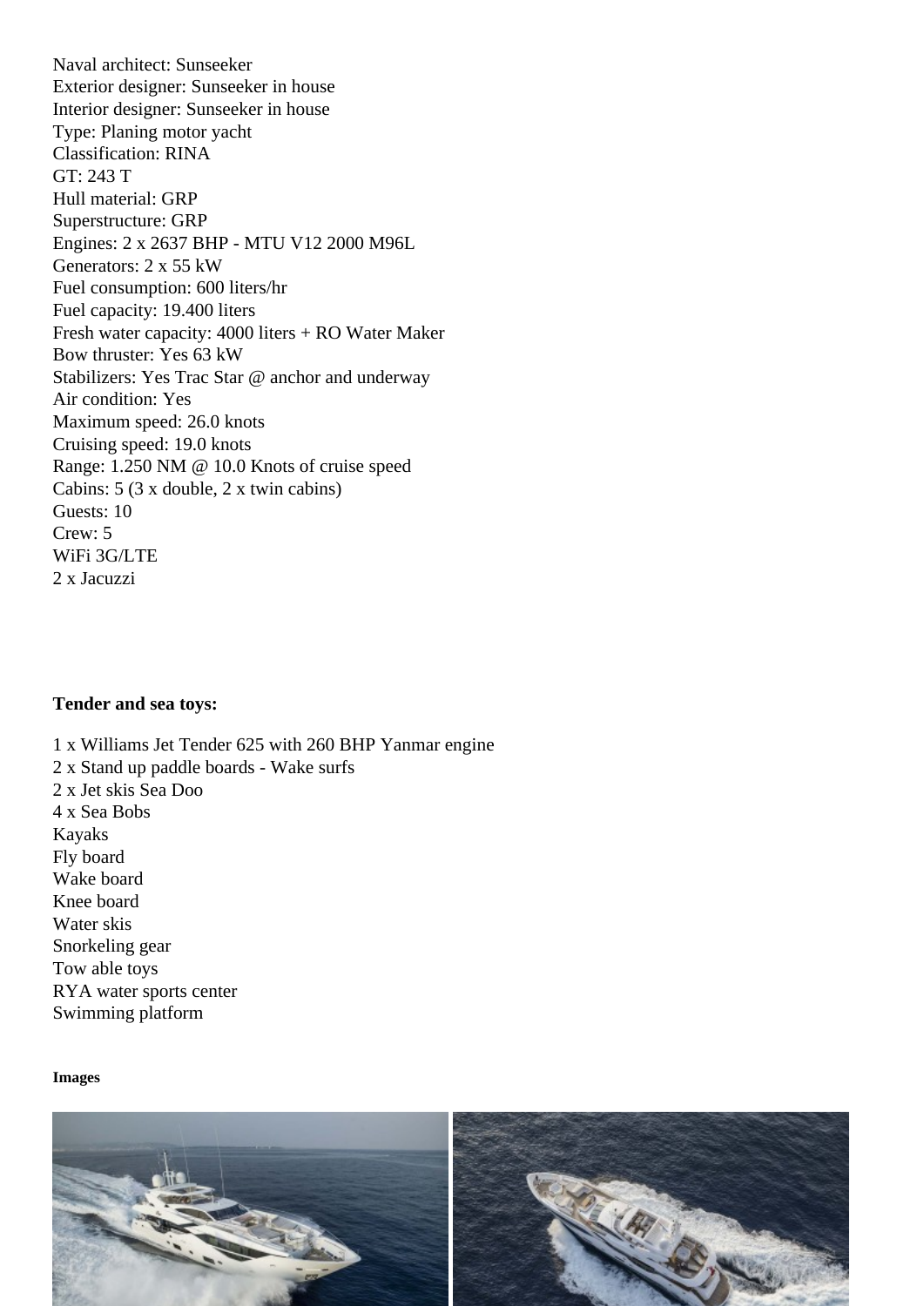Naval architect: Sunseeker
Exterior designer: Sunseeker in house
Interior designer: Sunseeker in house
Type: Planing motor yacht
Classification: RINA
GT: 243 T
Hull material: GRP
Superstructure: GRP
Engines: 2 x 2637 BHP - MTU V12 2000 M96L
Generators: 2 x 55 kW
Fuel consumption: 600 liters/hr
Fuel capacity: 19.400 liters
Fresh water capacity: 4000 liters + RO Water Maker
Bow thruster: Yes 63 kW
Stabilizers: Yes Trac Star @ anchor and underway
Air condition: Yes
Maximum speed: 26.0 knots
Cruising speed: 19.0 knots
Range: 1.250 NM @ 10.0 Knots of cruise speed
Cabins: 5 (3 x double, 2 x twin cabins)
Guests: 10
Crew: 5
WiFi 3G/LTE
2 x Jacuzzi

**Tender and sea toys:**

1 x Williams Jet Tender 625 with 260 BHP Yanmar engine
2 x Stand up paddle boards - Wake surfs
2 x Jet skis Sea Doo
4 x Sea Bobs
Kayaks
Fly board
Wake board
Knee board
Water skis
Snorkeling gear
Tow able toys
RYA water sports center
Swimming platform

**Images**